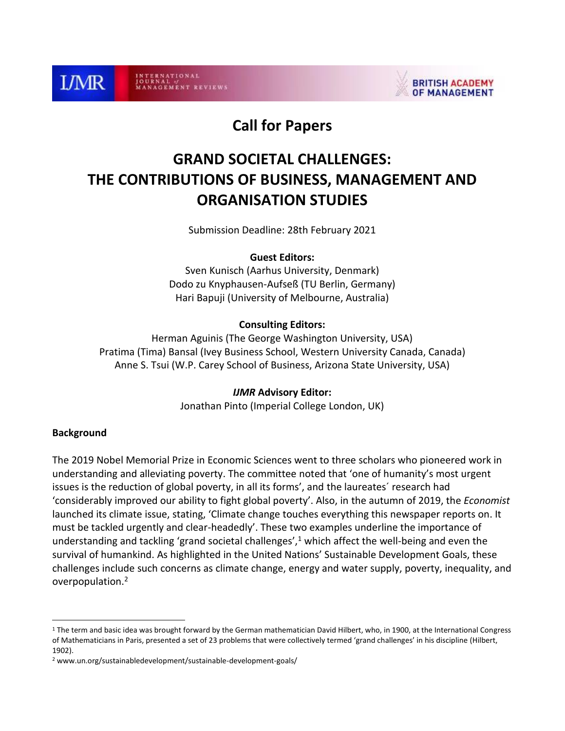# Call for Papers

# GRAND SOCIETAL CHALLENGES: THE CONTRIBUTIONS OF BUSINESS, MANAGEMENT AND ORGANISATION STUDIES

Submission Deadline: 28th February 2021

**Guest Editors:**

Sven Kunisch (Aarhus University, Denmark)
Dodo zu Knyphausen-Aufseß (TU Berlin, Germany)
Hari Bapuji (University of Melbourne, Australia)

**Consulting Editors:**

Herman Aguinis (The George Washington University, USA)
Pratima (Tima) Bansal (Ivey Business School, Western University Canada, Canada)
Anne S. Tsui (W.P. Carey School of Business, Arizona State University, USA)

***IJMR* Advisory Editor:**

Jonathan Pinto (Imperial College London, UK)

## Background

The 2019 Nobel Memorial Prize in Economic Sciences went to three scholars who pioneered work in understanding and alleviating poverty. The committee noted that 'one of humanity's most urgent issues is the reduction of global poverty, in all its forms', and the laureates´ research had 'considerably improved our ability to fight global poverty'. Also, in the autumn of 2019, the *Economist* launched its climate issue, stating, 'Climate change touches everything this newspaper reports on. It must be tackled urgently and clear-headedly'. These two examples underline the importance of understanding and tackling 'grand societal challenges',[1] which affect the well-being and even the survival of humankind. As highlighted in the United Nations' Sustainable Development Goals, these challenges include such concerns as climate change, energy and water supply, poverty, inequality, and overpopulation.[2]

---

[1] The term and basic idea was brought forward by the German mathematician David Hilbert, who, in 1900, at the International Congress of Mathematicians in Paris, presented a set of 23 problems that were collectively termed 'grand challenges' in his discipline (Hilbert, 1902).

[2] www.un.org/sustainabledevelopment/sustainable-development-goals/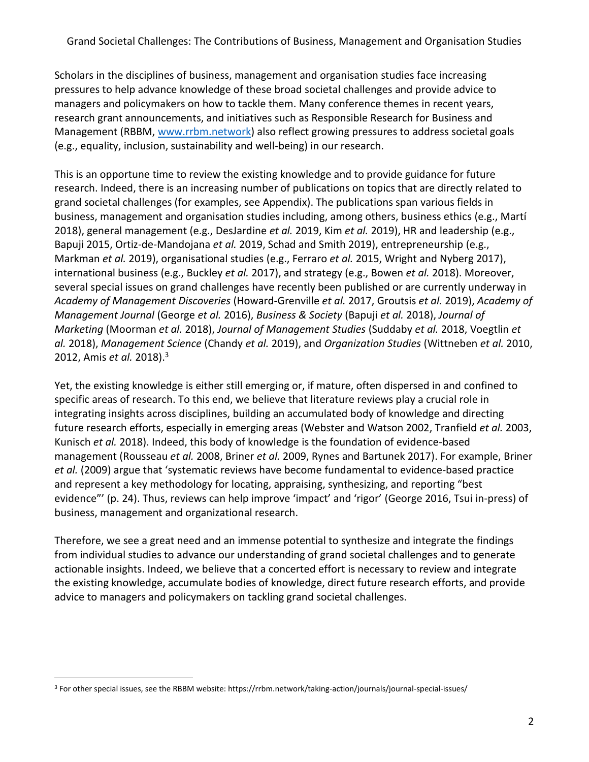Scholars in the disciplines of business, management and organisation studies face increasing pressures to help advance knowledge of these broad societal challenges and provide advice to managers and policymakers on how to tackle them. Many conference themes in recent years, research grant announcements, and initiatives such as Responsible Research for Business and Management (RBBM, www.rrbm.network) also reflect growing pressures to address societal goals (e.g., equality, inclusion, sustainability and well-being) in our research.

This is an opportune time to review the existing knowledge and to provide guidance for future research. Indeed, there is an increasing number of publications on topics that are directly related to grand societal challenges (for examples, see Appendix). The publications span various fields in business, management and organisation studies including, among others, business ethics (e.g., Martí 2018), general management (e.g., DesJardine *et al.* 2019, Kim *et al.* 2019), HR and leadership (e.g., Bapuji 2015, Ortiz-de-Mandojana *et al.* 2019, Schad and Smith 2019), entrepreneurship (e.g., Markman *et al.* 2019), organisational studies (e.g., Ferraro *et al.* 2015, Wright and Nyberg 2017), international business (e.g., Buckley *et al.* 2017), and strategy (e.g., Bowen *et al.* 2018). Moreover, several special issues on grand challenges have recently been published or are currently underway in *Academy of Management Discoveries* (Howard-Grenville *et al.* 2017, Groutsis *et al.* 2019), *Academy of Management Journal* (George *et al.* 2016), *Business & Society* (Bapuji *et al.* 2018), *Journal of Marketing* (Moorman *et al.* 2018), *Journal of Management Studies* (Suddaby *et al.* 2018, Voegtlin *et al.* 2018), *Management Science* (Chandy *et al.* 2019), and *Organization Studies* (Wittneben *et al.* 2010, 2012, Amis *et al.* 2018).[3]

Yet, the existing knowledge is either still emerging or, if mature, often dispersed in and confined to specific areas of research. To this end, we believe that literature reviews play a crucial role in integrating insights across disciplines, building an accumulated body of knowledge and directing future research efforts, especially in emerging areas (Webster and Watson 2002, Tranfield *et al.* 2003, Kunisch *et al.* 2018). Indeed, this body of knowledge is the foundation of evidence-based management (Rousseau *et al.* 2008, Briner *et al.* 2009, Rynes and Bartunek 2017). For example, Briner *et al.* (2009) argue that 'systematic reviews have become fundamental to evidence-based practice and represent a key methodology for locating, appraising, synthesizing, and reporting "best evidence"' (p. 24). Thus, reviews can help improve 'impact' and 'rigor' (George 2016, Tsui in-press) of business, management and organizational research.

Therefore, we see a great need and an immense potential to synthesize and integrate the findings from individual studies to advance our understanding of grand societal challenges and to generate actionable insights. Indeed, we believe that a concerted effort is necessary to review and integrate the existing knowledge, accumulate bodies of knowledge, direct future research efforts, and provide advice to managers and policymakers on tackling grand societal challenges.

[3] For other special issues, see the RBBM website: https://rrbm.network/taking-action/journals/journal-special-issues/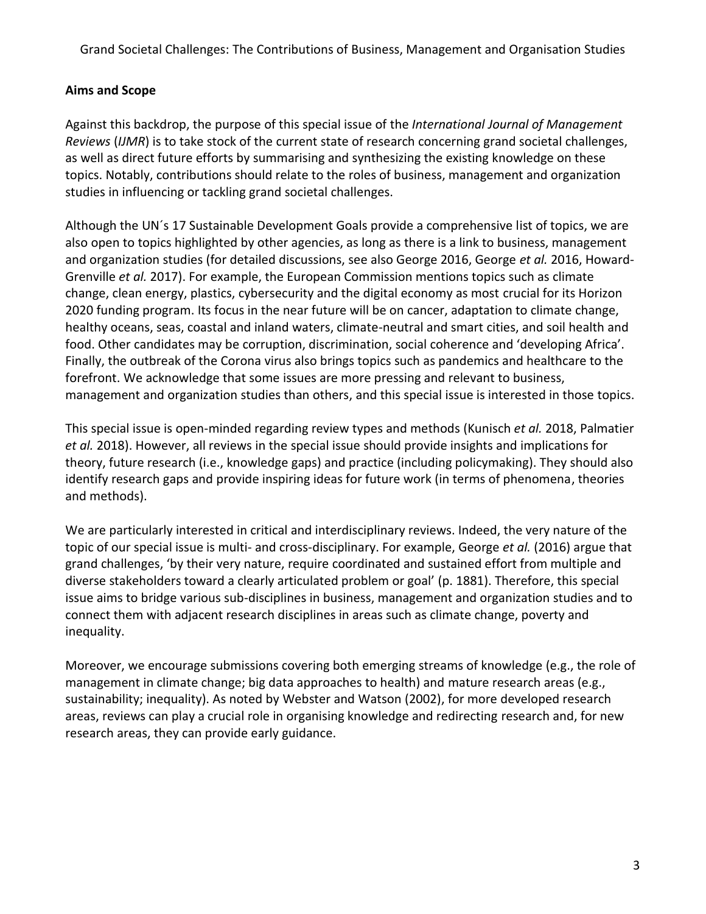## Aims and Scope

Against this backdrop, the purpose of this special issue of the *International Journal of Management Reviews* (*IJMR*) is to take stock of the current state of research concerning grand societal challenges, as well as direct future efforts by summarising and synthesizing the existing knowledge on these topics. Notably, contributions should relate to the roles of business, management and organization studies in influencing or tackling grand societal challenges.

Although the UN´s 17 Sustainable Development Goals provide a comprehensive list of topics, we are also open to topics highlighted by other agencies, as long as there is a link to business, management and organization studies (for detailed discussions, see also George 2016, George *et al.* 2016, Howard-Grenville *et al.* 2017). For example, the European Commission mentions topics such as climate change, clean energy, plastics, cybersecurity and the digital economy as most crucial for its Horizon 2020 funding program. Its focus in the near future will be on cancer, adaptation to climate change, healthy oceans, seas, coastal and inland waters, climate-neutral and smart cities, and soil health and food. Other candidates may be corruption, discrimination, social coherence and 'developing Africa'. Finally, the outbreak of the Corona virus also brings topics such as pandemics and healthcare to the forefront. We acknowledge that some issues are more pressing and relevant to business, management and organization studies than others, and this special issue is interested in those topics.

This special issue is open-minded regarding review types and methods (Kunisch *et al.* 2018, Palmatier *et al.* 2018). However, all reviews in the special issue should provide insights and implications for theory, future research (i.e., knowledge gaps) and practice (including policymaking). They should also identify research gaps and provide inspiring ideas for future work (in terms of phenomena, theories and methods).

We are particularly interested in critical and interdisciplinary reviews. Indeed, the very nature of the topic of our special issue is multi- and cross-disciplinary. For example, George *et al.* (2016) argue that grand challenges, 'by their very nature, require coordinated and sustained effort from multiple and diverse stakeholders toward a clearly articulated problem or goal' (p. 1881). Therefore, this special issue aims to bridge various sub-disciplines in business, management and organization studies and to connect them with adjacent research disciplines in areas such as climate change, poverty and inequality.

Moreover, we encourage submissions covering both emerging streams of knowledge (e.g., the role of management in climate change; big data approaches to health) and mature research areas (e.g., sustainability; inequality). As noted by Webster and Watson (2002), for more developed research areas, reviews can play a crucial role in organising knowledge and redirecting research and, for new research areas, they can provide early guidance.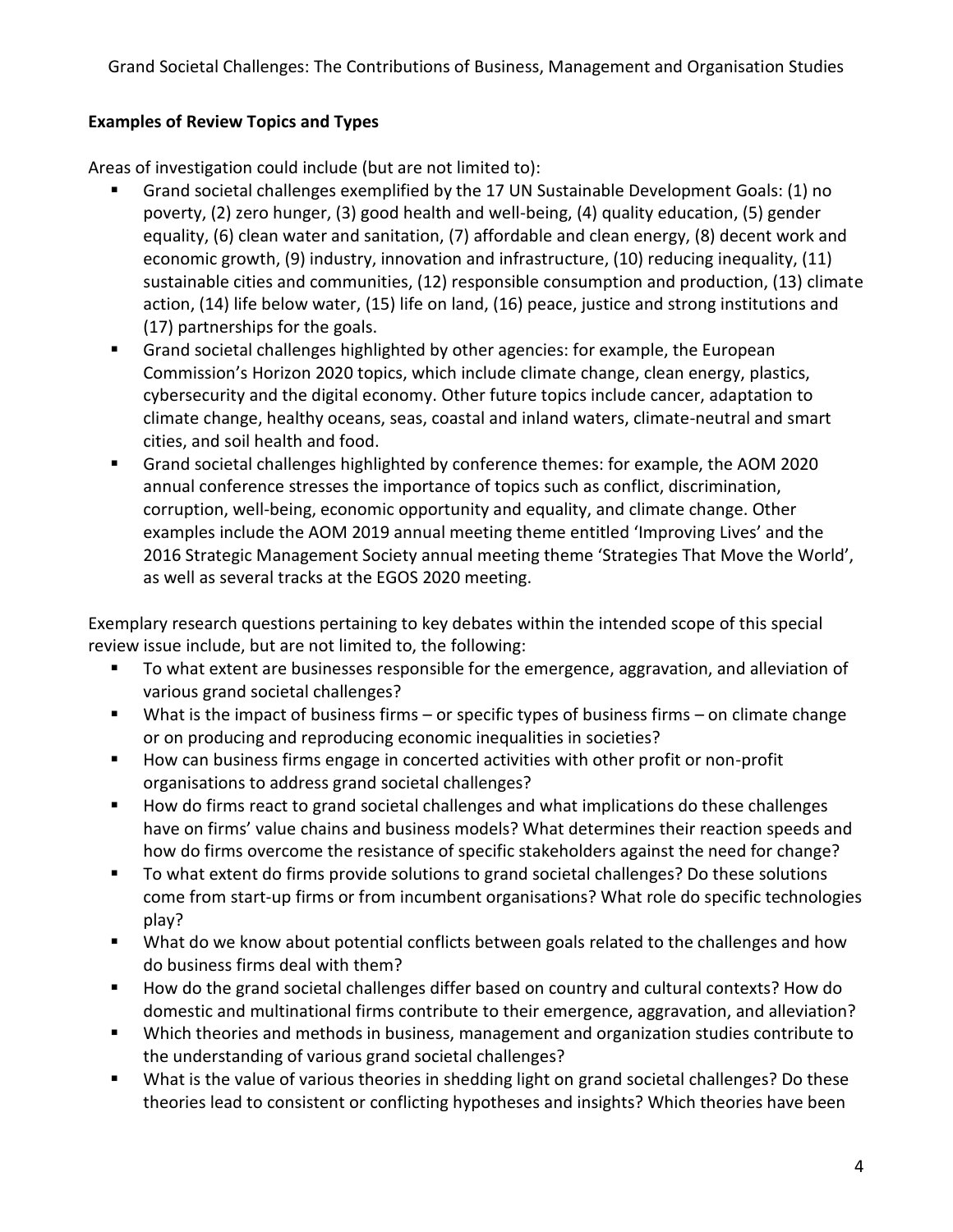**Examples of Review Topics and Types**

Areas of investigation could include (but are not limited to):

- Grand societal challenges exemplified by the 17 UN Sustainable Development Goals: (1) no poverty, (2) zero hunger, (3) good health and well-being, (4) quality education, (5) gender equality, (6) clean water and sanitation, (7) affordable and clean energy, (8) decent work and economic growth, (9) industry, innovation and infrastructure, (10) reducing inequality, (11) sustainable cities and communities, (12) responsible consumption and production, (13) climate action, (14) life below water, (15) life on land, (16) peace, justice and strong institutions and (17) partnerships for the goals.
- Grand societal challenges highlighted by other agencies: for example, the European Commission's Horizon 2020 topics, which include climate change, clean energy, plastics, cybersecurity and the digital economy. Other future topics include cancer, adaptation to climate change, healthy oceans, seas, coastal and inland waters, climate-neutral and smart cities, and soil health and food.
- Grand societal challenges highlighted by conference themes: for example, the AOM 2020 annual conference stresses the importance of topics such as conflict, discrimination, corruption, well-being, economic opportunity and equality, and climate change. Other examples include the AOM 2019 annual meeting theme entitled 'Improving Lives' and the 2016 Strategic Management Society annual meeting theme 'Strategies That Move the World', as well as several tracks at the EGOS 2020 meeting.

Exemplary research questions pertaining to key debates within the intended scope of this special review issue include, but are not limited to, the following:

- To what extent are businesses responsible for the emergence, aggravation, and alleviation of various grand societal challenges?
- What is the impact of business firms – or specific types of business firms – on climate change or on producing and reproducing economic inequalities in societies?
- How can business firms engage in concerted activities with other profit or non-profit organisations to address grand societal challenges?
- How do firms react to grand societal challenges and what implications do these challenges have on firms' value chains and business models? What determines their reaction speeds and how do firms overcome the resistance of specific stakeholders against the need for change?
- To what extent do firms provide solutions to grand societal challenges? Do these solutions come from start-up firms or from incumbent organisations? What role do specific technologies play?
- What do we know about potential conflicts between goals related to the challenges and how do business firms deal with them?
- How do the grand societal challenges differ based on country and cultural contexts? How do domestic and multinational firms contribute to their emergence, aggravation, and alleviation?
- Which theories and methods in business, management and organization studies contribute to the understanding of various grand societal challenges?
- What is the value of various theories in shedding light on grand societal challenges? Do these theories lead to consistent or conflicting hypotheses and insights? Which theories have been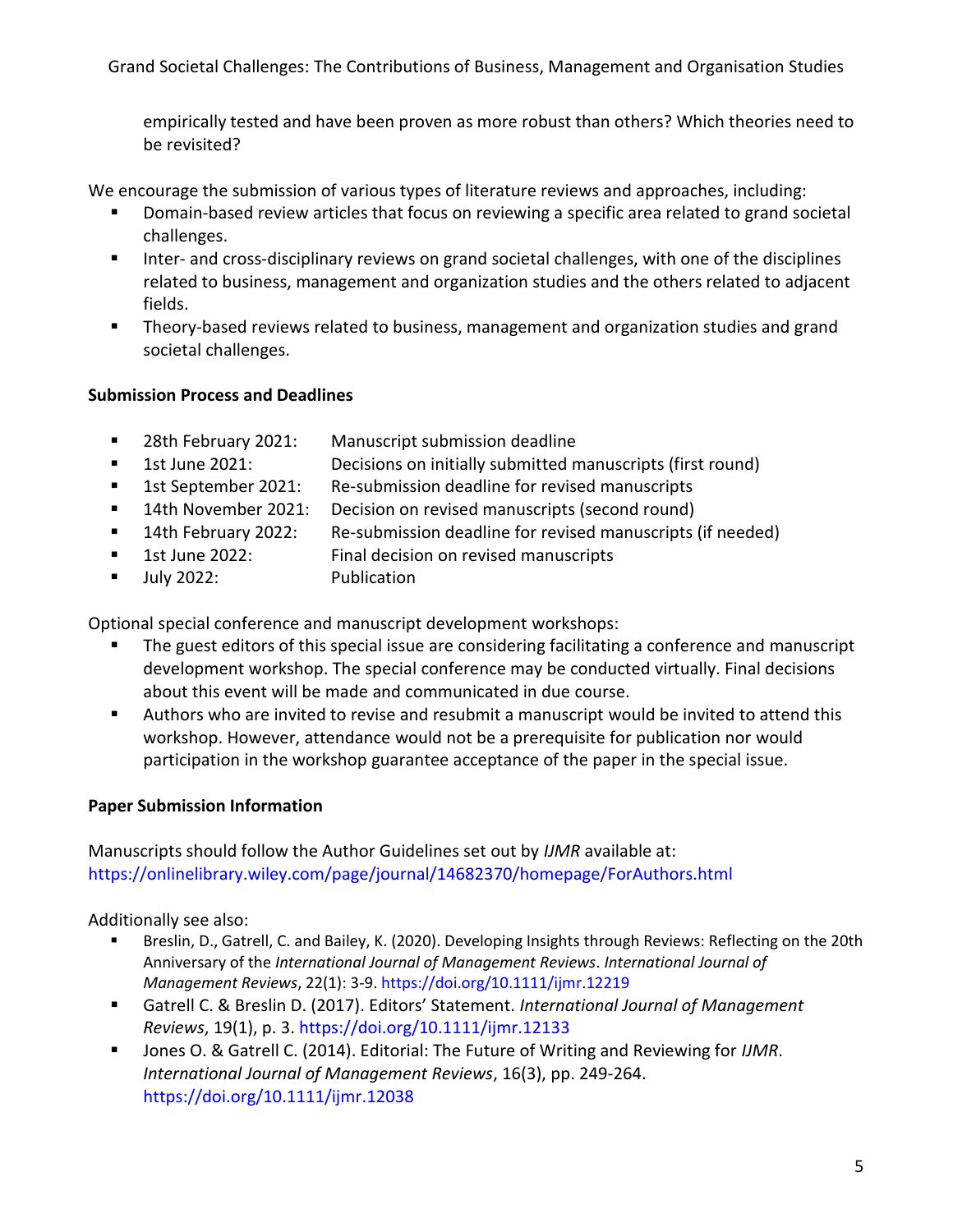empirically tested and have been proven as more robust than others? Which theories need to be revisited?

We encourage the submission of various types of literature reviews and approaches, including:

- Domain-based review articles that focus on reviewing a specific area related to grand societal challenges.
- Inter- and cross-disciplinary reviews on grand societal challenges, with one of the disciplines related to business, management and organization studies and the others related to adjacent fields.
- Theory-based reviews related to business, management and organization studies and grand societal challenges.

**Submission Process and Deadlines**

- 28th February 2021: Manuscript submission deadline
- 1st June 2021: Decisions on initially submitted manuscripts (first round)
- 1st September 2021: Re-submission deadline for revised manuscripts
- 14th November 2021: Decision on revised manuscripts (second round)
- 14th February 2022: Re-submission deadline for revised manuscripts (if needed)
- 1st June 2022: Final decision on revised manuscripts
- July 2022: Publication

Optional special conference and manuscript development workshops:

- The guest editors of this special issue are considering facilitating a conference and manuscript development workshop. The special conference may be conducted virtually. Final decisions about this event will be made and communicated in due course.
- Authors who are invited to revise and resubmit a manuscript would be invited to attend this workshop. However, attendance would not be a prerequisite for publication nor would participation in the workshop guarantee acceptance of the paper in the special issue.

**Paper Submission Information**

Manuscripts should follow the Author Guidelines set out by *IJMR* available at: https://onlinelibrary.wiley.com/page/journal/14682370/homepage/ForAuthors.html

Additionally see also:

- Breslin, D., Gatrell, C. and Bailey, K. (2020). Developing Insights through Reviews: Reflecting on the 20th Anniversary of the *International Journal of Management Reviews*. *International Journal of Management Reviews*, 22(1): 3-9. https://doi.org/10.1111/ijmr.12219
- Gatrell C. & Breslin D. (2017). Editors' Statement. *International Journal of Management Reviews*, 19(1), p. 3. https://doi.org/10.1111/ijmr.12133
- Jones O. & Gatrell C. (2014). Editorial: The Future of Writing and Reviewing for *IJMR*. *International Journal of Management Reviews*, 16(3), pp. 249-264. https://doi.org/10.1111/ijmr.12038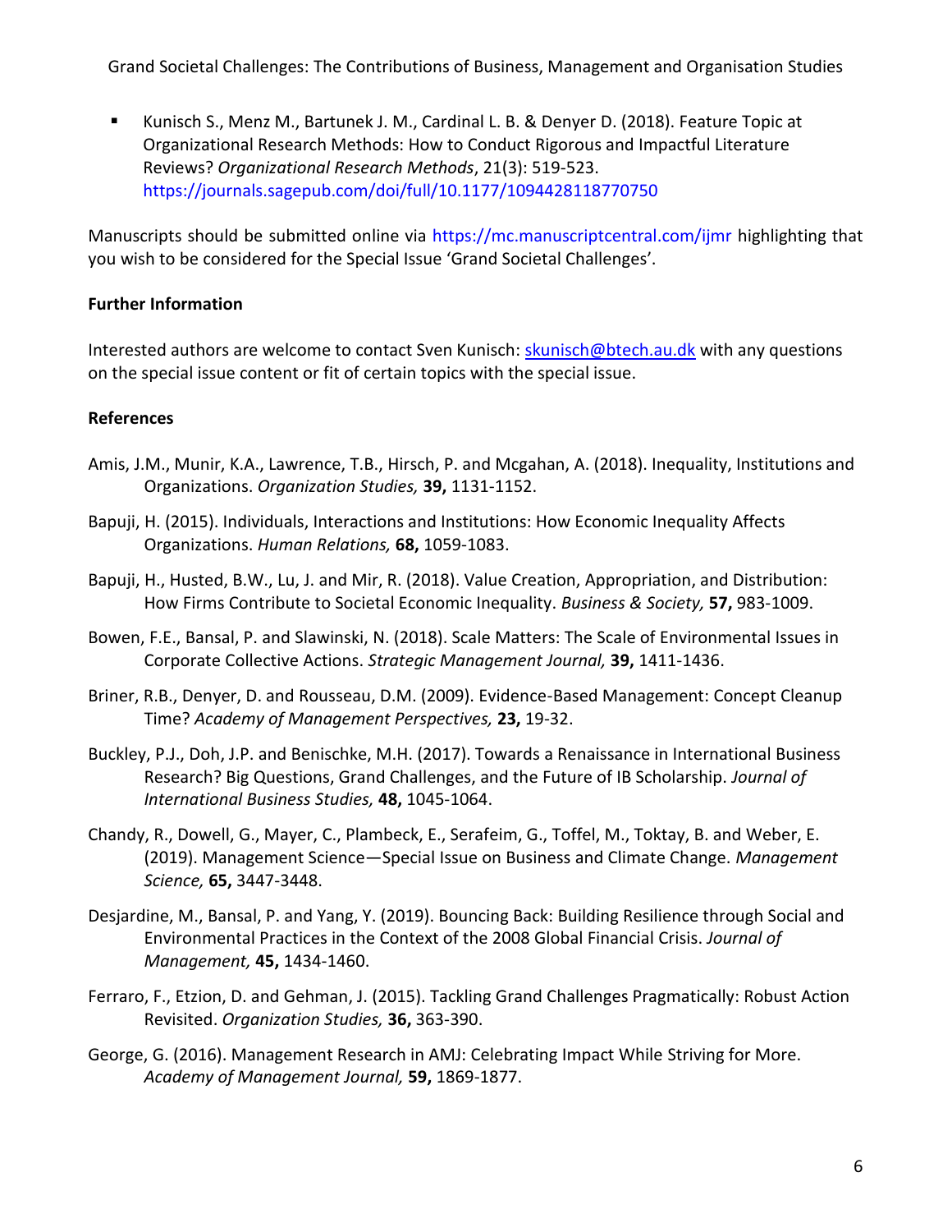- Kunisch S., Menz M., Bartunek J. M., Cardinal L. B. & Denyer D. (2018). Feature Topic at Organizational Research Methods: How to Conduct Rigorous and Impactful Literature Reviews? *Organizational Research Methods*, 21(3): 519-523. https://journals.sagepub.com/doi/full/10.1177/1094428118770750

Manuscripts should be submitted online via https://mc.manuscriptcentral.com/ijmr highlighting that you wish to be considered for the Special Issue 'Grand Societal Challenges'.

**Further Information**

Interested authors are welcome to contact Sven Kunisch: skunisch@btech.au.dk with any questions on the special issue content or fit of certain topics with the special issue.

**References**

Amis, J.M., Munir, K.A., Lawrence, T.B., Hirsch, P. and Mcgahan, A. (2018). Inequality, Institutions and Organizations. *Organization Studies,* **39,** 1131-1152.

Bapuji, H. (2015). Individuals, Interactions and Institutions: How Economic Inequality Affects Organizations. *Human Relations,* **68,** 1059-1083.

Bapuji, H., Husted, B.W., Lu, J. and Mir, R. (2018). Value Creation, Appropriation, and Distribution: How Firms Contribute to Societal Economic Inequality. *Business & Society,* **57,** 983-1009.

Bowen, F.E., Bansal, P. and Slawinski, N. (2018). Scale Matters: The Scale of Environmental Issues in Corporate Collective Actions. *Strategic Management Journal,* **39,** 1411-1436.

Briner, R.B., Denyer, D. and Rousseau, D.M. (2009). Evidence-Based Management: Concept Cleanup Time? *Academy of Management Perspectives,* **23,** 19-32.

Buckley, P.J., Doh, J.P. and Benischke, M.H. (2017). Towards a Renaissance in International Business Research? Big Questions, Grand Challenges, and the Future of IB Scholarship. *Journal of International Business Studies,* **48,** 1045-1064.

Chandy, R., Dowell, G., Mayer, C., Plambeck, E., Serafeim, G., Toffel, M., Toktay, B. and Weber, E. (2019). Management Science—Special Issue on Business and Climate Change. *Management Science,* **65,** 3447-3448.

Desjardine, M., Bansal, P. and Yang, Y. (2019). Bouncing Back: Building Resilience through Social and Environmental Practices in the Context of the 2008 Global Financial Crisis. *Journal of Management,* **45,** 1434-1460.

Ferraro, F., Etzion, D. and Gehman, J. (2015). Tackling Grand Challenges Pragmatically: Robust Action Revisited. *Organization Studies,* **36,** 363-390.

George, G. (2016). Management Research in AMJ: Celebrating Impact While Striving for More. *Academy of Management Journal,* **59,** 1869-1877.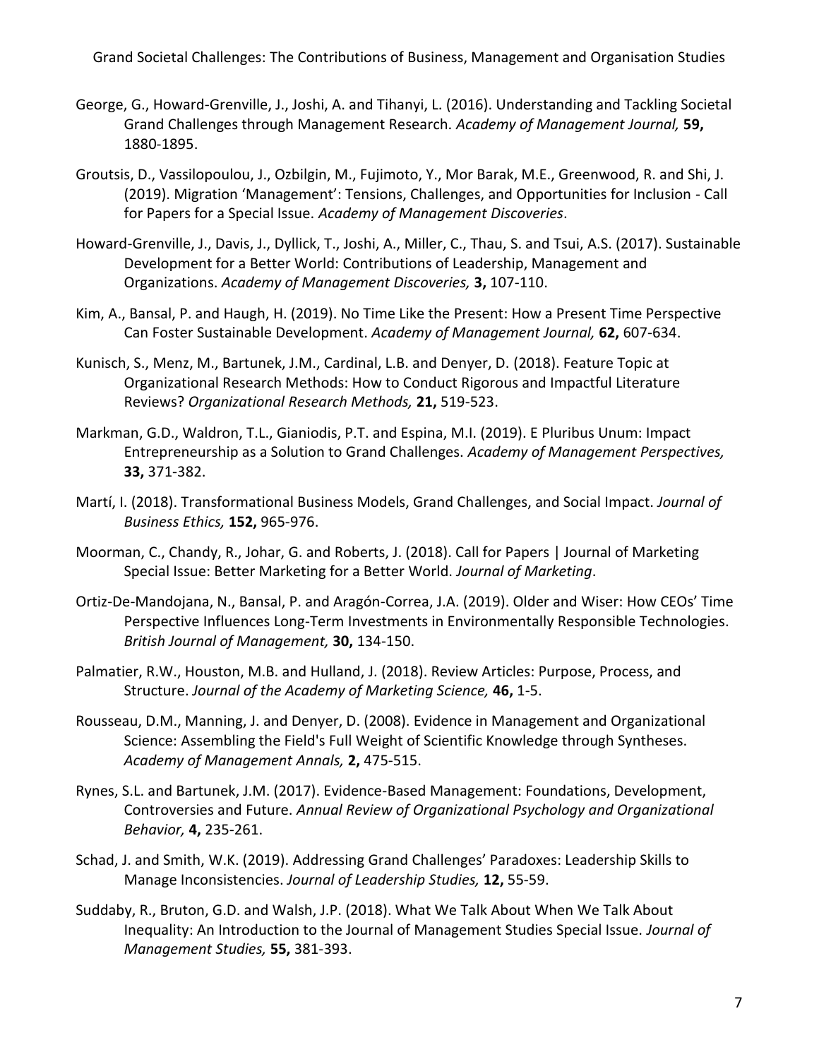George, G., Howard-Grenville, J., Joshi, A. and Tihanyi, L. (2016). Understanding and Tackling Societal Grand Challenges through Management Research. *Academy of Management Journal,* **59,** 1880-1895.

Groutsis, D., Vassilopoulou, J., Ozbilgin, M., Fujimoto, Y., Mor Barak, M.E., Greenwood, R. and Shi, J. (2019). Migration 'Management': Tensions, Challenges, and Opportunities for Inclusion - Call for Papers for a Special Issue. *Academy of Management Discoveries*.

Howard-Grenville, J., Davis, J., Dyllick, T., Joshi, A., Miller, C., Thau, S. and Tsui, A.S. (2017). Sustainable Development for a Better World: Contributions of Leadership, Management and Organizations. *Academy of Management Discoveries,* **3,** 107-110.

Kim, A., Bansal, P. and Haugh, H. (2019). No Time Like the Present: How a Present Time Perspective Can Foster Sustainable Development. *Academy of Management Journal,* **62,** 607-634.

Kunisch, S., Menz, M., Bartunek, J.M., Cardinal, L.B. and Denyer, D. (2018). Feature Topic at Organizational Research Methods: How to Conduct Rigorous and Impactful Literature Reviews? *Organizational Research Methods,* **21,** 519-523.

Markman, G.D., Waldron, T.L., Gianiodis, P.T. and Espina, M.I. (2019). E Pluribus Unum: Impact Entrepreneurship as a Solution to Grand Challenges. *Academy of Management Perspectives,* **33,** 371-382.

Martí, I. (2018). Transformational Business Models, Grand Challenges, and Social Impact. *Journal of Business Ethics,* **152,** 965-976.

Moorman, C., Chandy, R., Johar, G. and Roberts, J. (2018). Call for Papers | Journal of Marketing Special Issue: Better Marketing for a Better World. *Journal of Marketing*.

Ortiz-De-Mandojana, N., Bansal, P. and Aragón-Correa, J.A. (2019). Older and Wiser: How CEOs' Time Perspective Influences Long-Term Investments in Environmentally Responsible Technologies. *British Journal of Management,* **30,** 134-150.

Palmatier, R.W., Houston, M.B. and Hulland, J. (2018). Review Articles: Purpose, Process, and Structure. *Journal of the Academy of Marketing Science,* **46,** 1-5.

Rousseau, D.M., Manning, J. and Denyer, D. (2008). Evidence in Management and Organizational Science: Assembling the Field's Full Weight of Scientific Knowledge through Syntheses. *Academy of Management Annals,* **2,** 475-515.

Rynes, S.L. and Bartunek, J.M. (2017). Evidence-Based Management: Foundations, Development, Controversies and Future. *Annual Review of Organizational Psychology and Organizational Behavior,* **4,** 235-261.

Schad, J. and Smith, W.K. (2019). Addressing Grand Challenges' Paradoxes: Leadership Skills to Manage Inconsistencies. *Journal of Leadership Studies,* **12,** 55-59.

Suddaby, R., Bruton, G.D. and Walsh, J.P. (2018). What We Talk About When We Talk About Inequality: An Introduction to the Journal of Management Studies Special Issue. *Journal of Management Studies,* **55,** 381-393.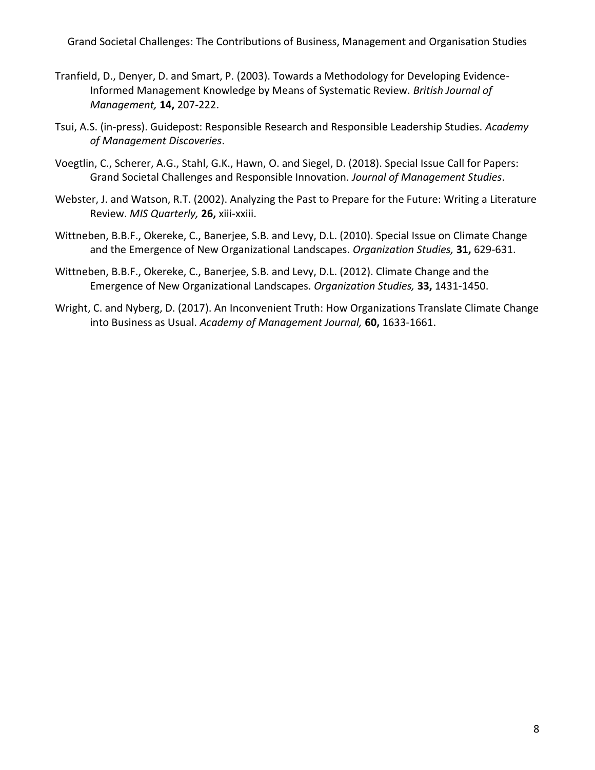Tranfield, D., Denyer, D. and Smart, P. (2003). Towards a Methodology for Developing Evidence-Informed Management Knowledge by Means of Systematic Review. *British Journal of Management,* **14,** 207-222.

Tsui, A.S. (in-press). Guidepost: Responsible Research and Responsible Leadership Studies. *Academy of Management Discoveries*.

Voegtlin, C., Scherer, A.G., Stahl, G.K., Hawn, O. and Siegel, D. (2018). Special Issue Call for Papers: Grand Societal Challenges and Responsible Innovation. *Journal of Management Studies*.

Webster, J. and Watson, R.T. (2002). Analyzing the Past to Prepare for the Future: Writing a Literature Review. *MIS Quarterly,* **26,** xiii-xxiii.

Wittneben, B.B.F., Okereke, C., Banerjee, S.B. and Levy, D.L. (2010). Special Issue on Climate Change and the Emergence of New Organizational Landscapes. *Organization Studies,* **31,** 629-631.

Wittneben, B.B.F., Okereke, C., Banerjee, S.B. and Levy, D.L. (2012). Climate Change and the Emergence of New Organizational Landscapes. *Organization Studies,* **33,** 1431-1450.

Wright, C. and Nyberg, D. (2017). An Inconvenient Truth: How Organizations Translate Climate Change into Business as Usual. *Academy of Management Journal,* **60,** 1633-1661.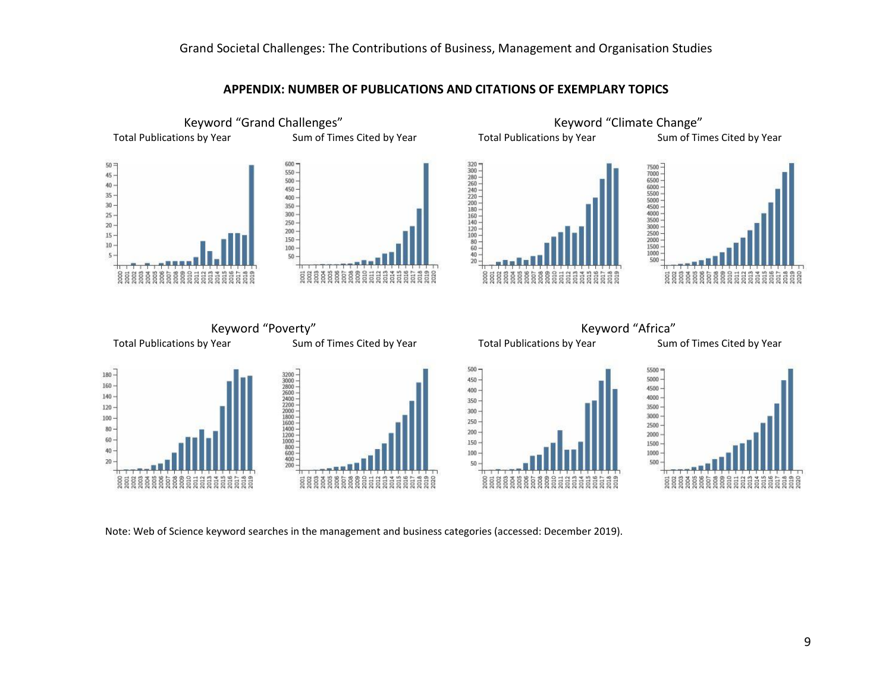## APPENDIX: NUMBER OF PUBLICATIONS AND CITATIONS OF EXEMPLARY TOPICS

Keyword "Grand Challenges"

Total Publications by Year

Sum of Times Cited by Year

Keyword "Climate Change"

Total Publications by Year

Sum of Times Cited by Year

Keyword "Poverty"

Total Publications by Year

Sum of Times Cited by Year

Keyword "Africa"

Total Publications by Year

Sum of Times Cited by Year

Note: Web of Science keyword searches in the management and business categories (accessed: December 2019).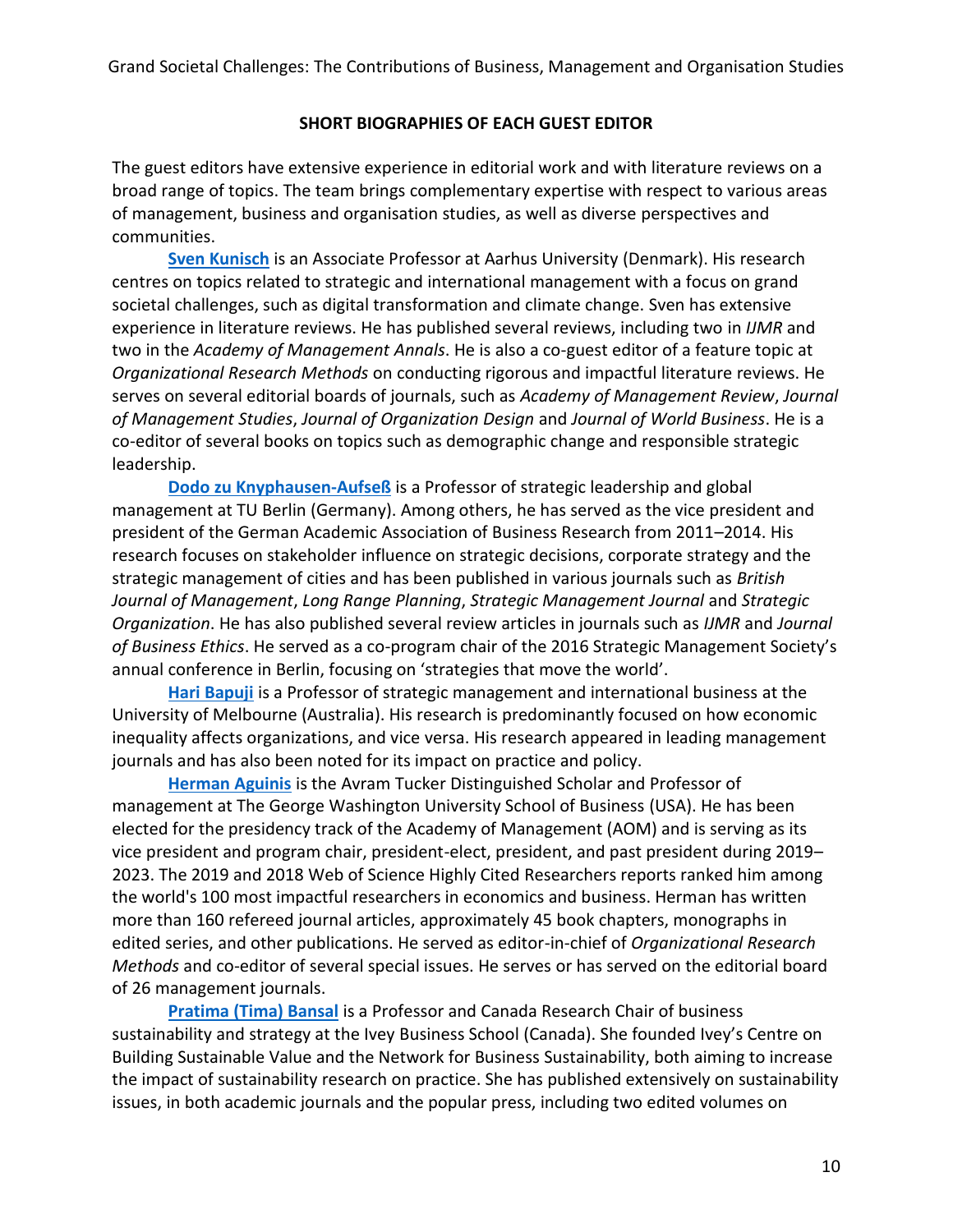## SHORT BIOGRAPHIES OF EACH GUEST EDITOR

The guest editors have extensive experience in editorial work and with literature reviews on a broad range of topics. The team brings complementary expertise with respect to various areas of management, business and organisation studies, as well as diverse perspectives and communities.

**Sven Kunisch** is an Associate Professor at Aarhus University (Denmark). His research centres on topics related to strategic and international management with a focus on grand societal challenges, such as digital transformation and climate change. Sven has extensive experience in literature reviews. He has published several reviews, including two in *IJMR* and two in the *Academy of Management Annals*. He is also a co-guest editor of a feature topic at *Organizational Research Methods* on conducting rigorous and impactful literature reviews. He serves on several editorial boards of journals, such as *Academy of Management Review*, *Journal of Management Studies*, *Journal of Organization Design* and *Journal of World Business*. He is a co-editor of several books on topics such as demographic change and responsible strategic leadership.

**Dodo zu Knyphausen-Aufseß** is a Professor of strategic leadership and global management at TU Berlin (Germany). Among others, he has served as the vice president and president of the German Academic Association of Business Research from 2011–2014. His research focuses on stakeholder influence on strategic decisions, corporate strategy and the strategic management of cities and has been published in various journals such as *British Journal of Management*, *Long Range Planning*, *Strategic Management Journal* and *Strategic Organization*. He has also published several review articles in journals such as *IJMR* and *Journal of Business Ethics*. He served as a co-program chair of the 2016 Strategic Management Society's annual conference in Berlin, focusing on 'strategies that move the world'.

**Hari Bapuji** is a Professor of strategic management and international business at the University of Melbourne (Australia). His research is predominantly focused on how economic inequality affects organizations, and vice versa. His research appeared in leading management journals and has also been noted for its impact on practice and policy.

**Herman Aguinis** is the Avram Tucker Distinguished Scholar and Professor of management at The George Washington University School of Business (USA). He has been elected for the presidency track of the Academy of Management (AOM) and is serving as its vice president and program chair, president-elect, president, and past president during 2019–2023. The 2019 and 2018 Web of Science Highly Cited Researchers reports ranked him among the world's 100 most impactful researchers in economics and business. Herman has written more than 160 refereed journal articles, approximately 45 book chapters, monographs in edited series, and other publications. He served as editor-in-chief of *Organizational Research Methods* and co-editor of several special issues. He serves or has served on the editorial board of 26 management journals.

**Pratima (Tima) Bansal** is a Professor and Canada Research Chair of business sustainability and strategy at the Ivey Business School (Canada). She founded Ivey's Centre on Building Sustainable Value and the Network for Business Sustainability, both aiming to increase the impact of sustainability research on practice. She has published extensively on sustainability issues, in both academic journals and the popular press, including two edited volumes on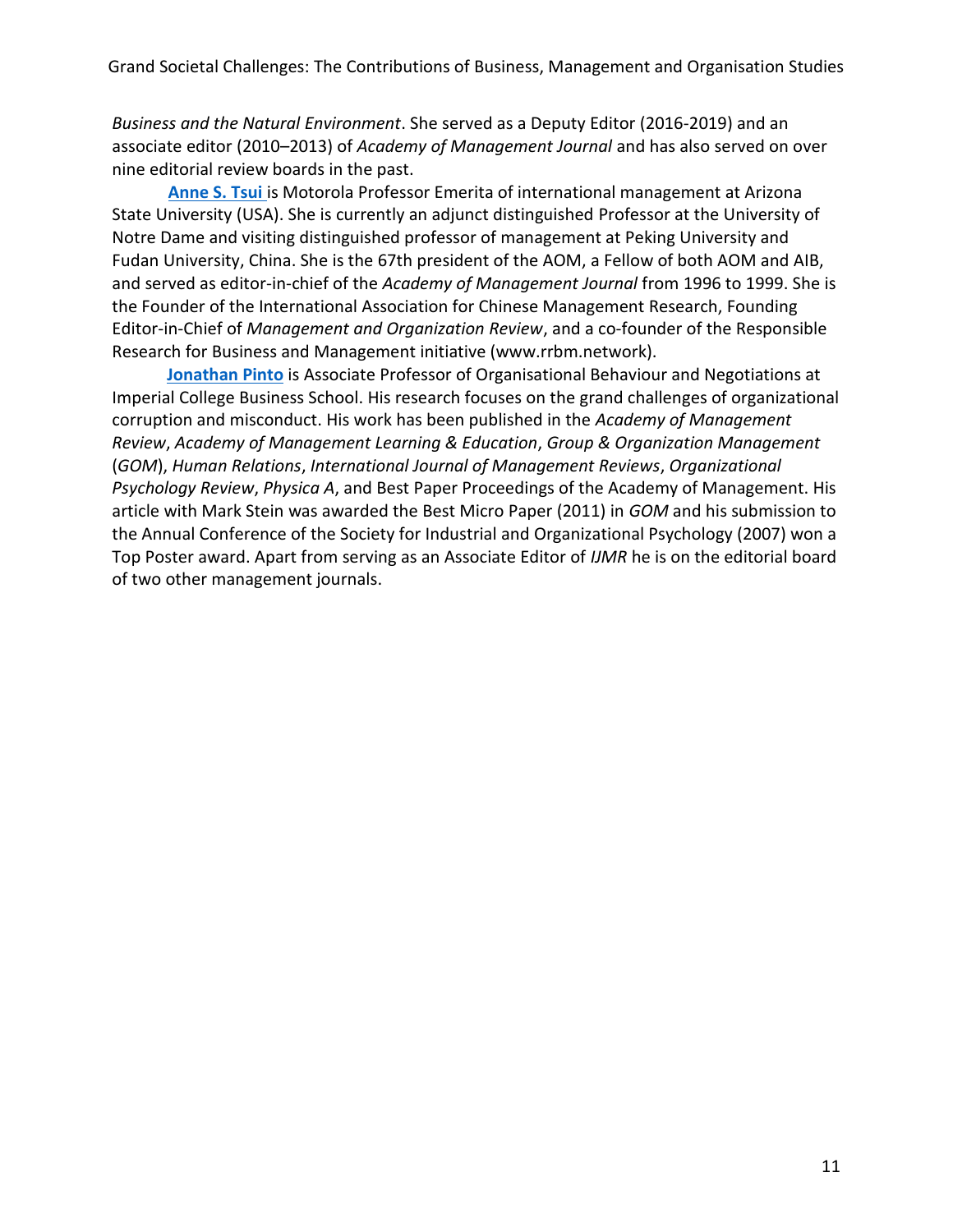*Business and the Natural Environment*. She served as a Deputy Editor (2016-2019) and an associate editor (2010–2013) of *Academy of Management Journal* and has also served on over nine editorial review boards in the past.

**Anne S. Tsui** is Motorola Professor Emerita of international management at Arizona State University (USA). She is currently an adjunct distinguished Professor at the University of Notre Dame and visiting distinguished professor of management at Peking University and Fudan University, China. She is the 67th president of the AOM, a Fellow of both AOM and AIB, and served as editor-in-chief of the *Academy of Management Journal* from 1996 to 1999. She is the Founder of the International Association for Chinese Management Research, Founding Editor-in-Chief of *Management and Organization Review*, and a co-founder of the Responsible Research for Business and Management initiative (www.rrbm.network).

**Jonathan Pinto** is Associate Professor of Organisational Behaviour and Negotiations at Imperial College Business School. His research focuses on the grand challenges of organizational corruption and misconduct. His work has been published in the *Academy of Management Review*, *Academy of Management Learning & Education*, *Group & Organization Management* (*GOM*), *Human Relations*, *International Journal of Management Reviews*, *Organizational Psychology Review*, *Physica A*, and Best Paper Proceedings of the Academy of Management. His article with Mark Stein was awarded the Best Micro Paper (2011) in *GOM* and his submission to the Annual Conference of the Society for Industrial and Organizational Psychology (2007) won a Top Poster award. Apart from serving as an Associate Editor of *IJMR* he is on the editorial board of two other management journals.